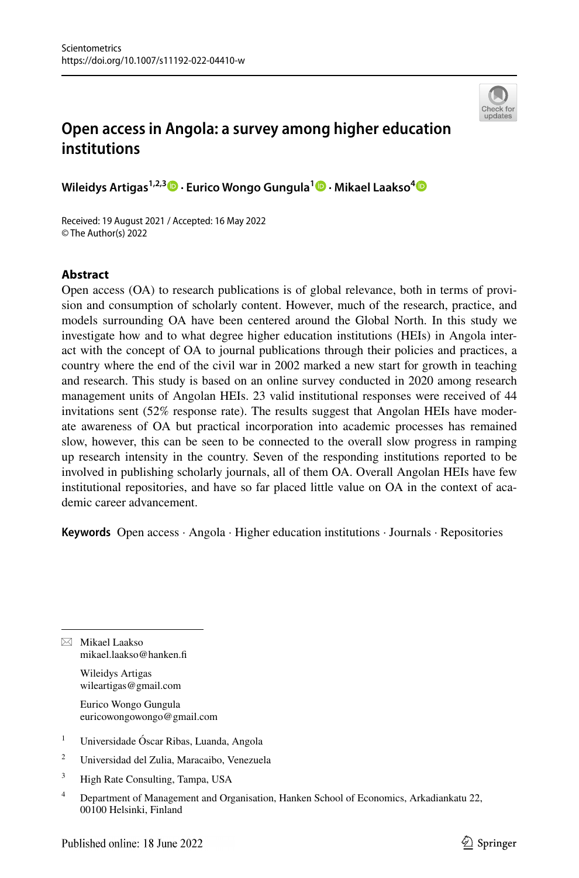# Open access in Angola: a survey among higher education institutions

**Wileidys Artigas**[1,2,3] · **Eurico Wongo Gungula**[1] · **Mikael Laakso**[4]

Received: 19 August 2021 / Accepted: 16 May 2022
© The Author(s) 2022

## Abstract

Open access (OA) to research publications is of global relevance, both in terms of provision and consumption of scholarly content. However, much of the research, practice, and models surrounding OA have been centered around the Global North. In this study we investigate how and to what degree higher education institutions (HEIs) in Angola interact with the concept of OA to journal publications through their policies and practices, a country where the end of the civil war in 2002 marked a new start for growth in teaching and research. This study is based on an online survey conducted in 2020 among research management units of Angolan HEIs. 23 valid institutional responses were received of 44 invitations sent (52% response rate). The results suggest that Angolan HEIs have moderate awareness of OA but practical incorporation into academic processes has remained slow, however, this can be seen to be connected to the overall slow progress in ramping up research intensity in the country. Seven of the responding institutions reported to be involved in publishing scholarly journals, all of them OA. Overall Angolan HEIs have few institutional repositories, and have so far placed little value on OA in the context of academic career advancement.

**Keywords** Open access · Angola · Higher education institutions · Journals · Repositories

---

✉ Mikael Laakso
mikael.laakso@hanken.fi

Wileidys Artigas
wileartigas@gmail.com

Eurico Wongo Gungula
euricowongowongo@gmail.com

1 Universidade Óscar Ribas, Luanda, Angola

2 Universidad del Zulia, Maracaibo, Venezuela

3 High Rate Consulting, Tampa, USA

4 Department of Management and Organisation, Hanken School of Economics, Arkadiankatu 22, 00100 Helsinki, Finland

Published online: 18 June 2022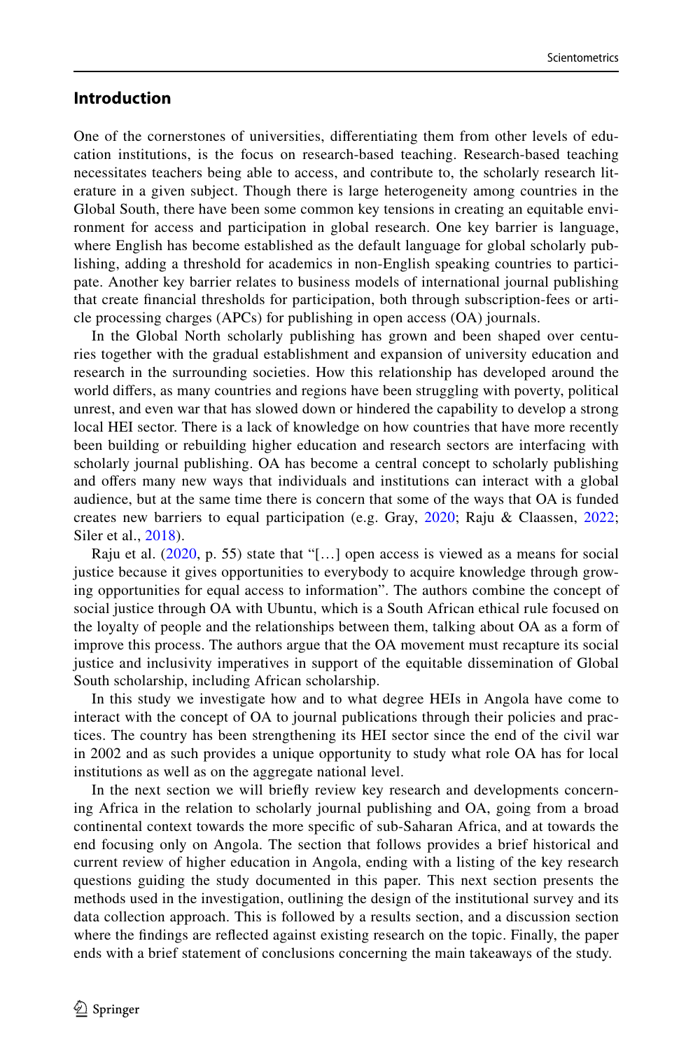## Introduction

One of the cornerstones of universities, differentiating them from other levels of education institutions, is the focus on research-based teaching. Research-based teaching necessitates teachers being able to access, and contribute to, the scholarly research literature in a given subject. Though there is large heterogeneity among countries in the Global South, there have been some common key tensions in creating an equitable environment for access and participation in global research. One key barrier is language, where English has become established as the default language for global scholarly publishing, adding a threshold for academics in non-English speaking countries to participate. Another key barrier relates to business models of international journal publishing that create financial thresholds for participation, both through subscription-fees or article processing charges (APCs) for publishing in open access (OA) journals.

In the Global North scholarly publishing has grown and been shaped over centuries together with the gradual establishment and expansion of university education and research in the surrounding societies. How this relationship has developed around the world differs, as many countries and regions have been struggling with poverty, political unrest, and even war that has slowed down or hindered the capability to develop a strong local HEI sector. There is a lack of knowledge on how countries that have more recently been building or rebuilding higher education and research sectors are interfacing with scholarly journal publishing. OA has become a central concept to scholarly publishing and offers many new ways that individuals and institutions can interact with a global audience, but at the same time there is concern that some of the ways that OA is funded creates new barriers to equal participation (e.g. Gray, 2020; Raju & Claassen, 2022; Siler et al., 2018).

Raju et al. (2020, p. 55) state that "[…] open access is viewed as a means for social justice because it gives opportunities to everybody to acquire knowledge through growing opportunities for equal access to information". The authors combine the concept of social justice through OA with Ubuntu, which is a South African ethical rule focused on the loyalty of people and the relationships between them, talking about OA as a form of improve this process. The authors argue that the OA movement must recapture its social justice and inclusivity imperatives in support of the equitable dissemination of Global South scholarship, including African scholarship.

In this study we investigate how and to what degree HEIs in Angola have come to interact with the concept of OA to journal publications through their policies and practices. The country has been strengthening its HEI sector since the end of the civil war in 2002 and as such provides a unique opportunity to study what role OA has for local institutions as well as on the aggregate national level.

In the next section we will briefly review key research and developments concerning Africa in the relation to scholarly journal publishing and OA, going from a broad continental context towards the more specific of sub-Saharan Africa, and at towards the end focusing only on Angola. The section that follows provides a brief historical and current review of higher education in Angola, ending with a listing of the key research questions guiding the study documented in this paper. This next section presents the methods used in the investigation, outlining the design of the institutional survey and its data collection approach. This is followed by a results section, and a discussion section where the findings are reflected against existing research on the topic. Finally, the paper ends with a brief statement of conclusions concerning the main takeaways of the study.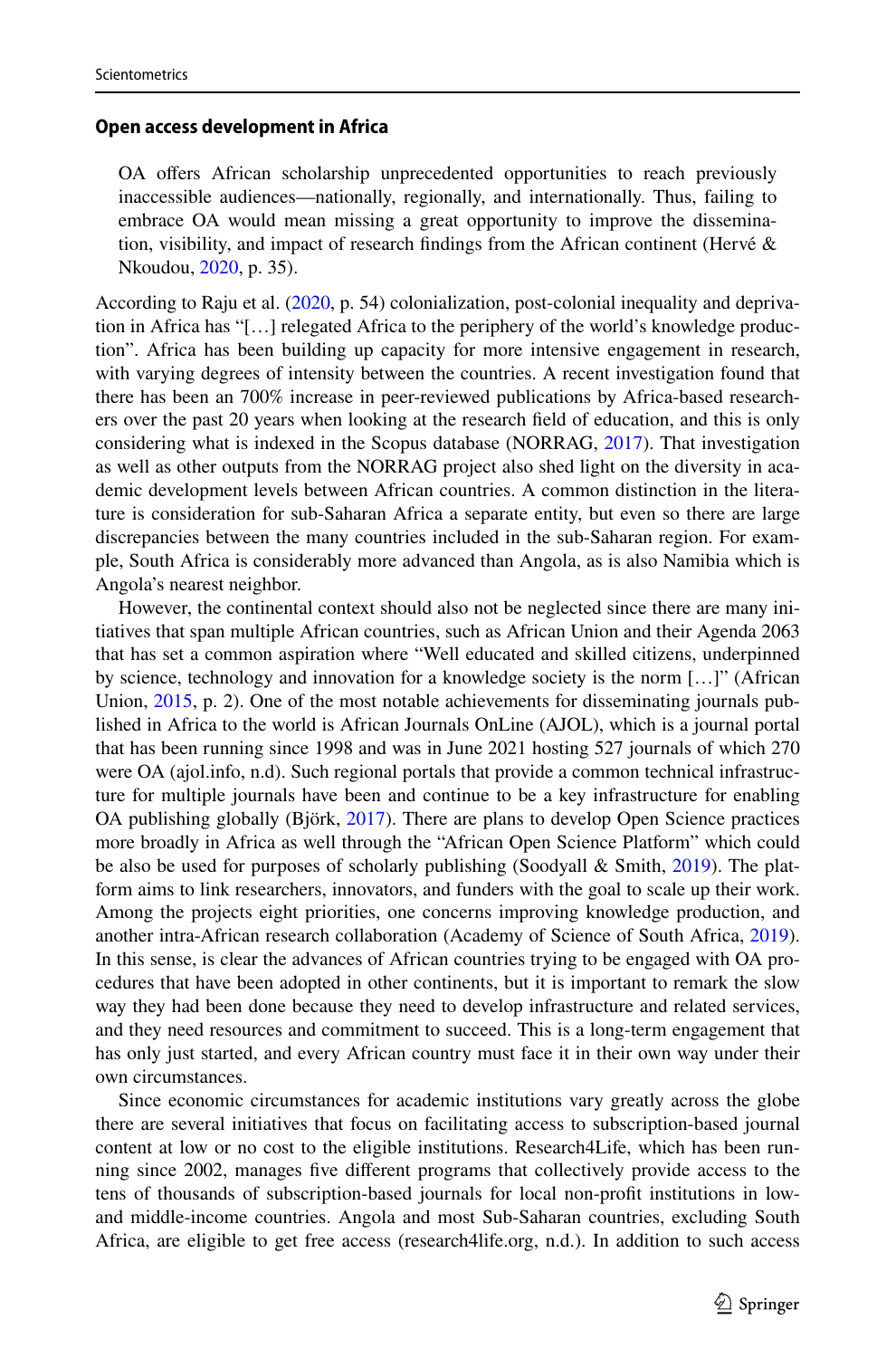### Open access development in Africa

> OA offers African scholarship unprecedented opportunities to reach previously inaccessible audiences—nationally, regionally, and internationally. Thus, failing to embrace OA would mean missing a great opportunity to improve the dissemination, visibility, and impact of research findings from the African continent (Hervé & Nkoudou, 2020, p. 35).

According to Raju et al. (2020, p. 54) colonialization, post-colonial inequality and deprivation in Africa has "[…] relegated Africa to the periphery of the world's knowledge production". Africa has been building up capacity for more intensive engagement in research, with varying degrees of intensity between the countries. A recent investigation found that there has been an 700% increase in peer-reviewed publications by Africa-based researchers over the past 20 years when looking at the research field of education, and this is only considering what is indexed in the Scopus database (NORRAG, 2017). That investigation as well as other outputs from the NORRAG project also shed light on the diversity in academic development levels between African countries. A common distinction in the literature is consideration for sub-Saharan Africa a separate entity, but even so there are large discrepancies between the many countries included in the sub-Saharan region. For example, South Africa is considerably more advanced than Angola, as is also Namibia which is Angola's nearest neighbor.

However, the continental context should also not be neglected since there are many initiatives that span multiple African countries, such as African Union and their Agenda 2063 that has set a common aspiration where "Well educated and skilled citizens, underpinned by science, technology and innovation for a knowledge society is the norm […]" (African Union, 2015, p. 2). One of the most notable achievements for disseminating journals published in Africa to the world is African Journals OnLine (AJOL), which is a journal portal that has been running since 1998 and was in June 2021 hosting 527 journals of which 270 were OA (ajol.info, n.d). Such regional portals that provide a common technical infrastructure for multiple journals have been and continue to be a key infrastructure for enabling OA publishing globally (Björk, 2017). There are plans to develop Open Science practices more broadly in Africa as well through the "African Open Science Platform" which could be also be used for purposes of scholarly publishing (Soodyall & Smith, 2019). The platform aims to link researchers, innovators, and funders with the goal to scale up their work. Among the projects eight priorities, one concerns improving knowledge production, and another intra-African research collaboration (Academy of Science of South Africa, 2019). In this sense, is clear the advances of African countries trying to be engaged with OA procedures that have been adopted in other continents, but it is important to remark the slow way they had been done because they need to develop infrastructure and related services, and they need resources and commitment to succeed. This is a long-term engagement that has only just started, and every African country must face it in their own way under their own circumstances.

Since economic circumstances for academic institutions vary greatly across the globe there are several initiatives that focus on facilitating access to subscription-based journal content at low or no cost to the eligible institutions. Research4Life, which has been running since 2002, manages five different programs that collectively provide access to the tens of thousands of subscription-based journals for local non-profit institutions in low- and middle-income countries. Angola and most Sub-Saharan countries, excluding South Africa, are eligible to get free access (research4life.org, n.d.). In addition to such access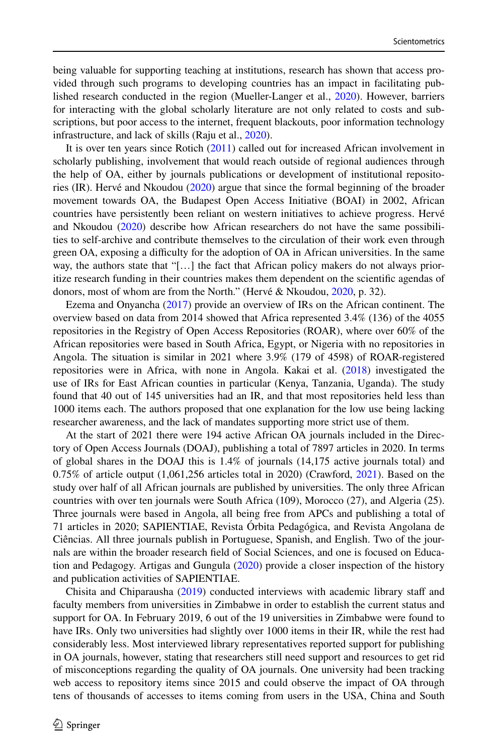being valuable for supporting teaching at institutions, research has shown that access provided through such programs to developing countries has an impact in facilitating published research conducted in the region (Mueller-Langer et al., 2020). However, barriers for interacting with the global scholarly literature are not only related to costs and subscriptions, but poor access to the internet, frequent blackouts, poor information technology infrastructure, and lack of skills (Raju et al., 2020).

It is over ten years since Rotich (2011) called out for increased African involvement in scholarly publishing, involvement that would reach outside of regional audiences through the help of OA, either by journals publications or development of institutional repositories (IR). Hervé and Nkoudou (2020) argue that since the formal beginning of the broader movement towards OA, the Budapest Open Access Initiative (BOAI) in 2002, African countries have persistently been reliant on western initiatives to achieve progress. Hervé and Nkoudou (2020) describe how African researchers do not have the same possibilities to self-archive and contribute themselves to the circulation of their work even through green OA, exposing a difficulty for the adoption of OA in African universities. In the same way, the authors state that "[…] the fact that African policy makers do not always prioritize research funding in their countries makes them dependent on the scientific agendas of donors, most of whom are from the North." (Hervé & Nkoudou, 2020, p. 32).

Ezema and Onyancha (2017) provide an overview of IRs on the African continent. The overview based on data from 2014 showed that Africa represented 3.4% (136) of the 4055 repositories in the Registry of Open Access Repositories (ROAR), where over 60% of the African repositories were based in South Africa, Egypt, or Nigeria with no repositories in Angola. The situation is similar in 2021 where 3.9% (179 of 4598) of ROAR-registered repositories were in Africa, with none in Angola. Kakai et al. (2018) investigated the use of IRs for East African counties in particular (Kenya, Tanzania, Uganda). The study found that 40 out of 145 universities had an IR, and that most repositories held less than 1000 items each. The authors proposed that one explanation for the low use being lacking researcher awareness, and the lack of mandates supporting more strict use of them.

At the start of 2021 there were 194 active African OA journals included in the Directory of Open Access Journals (DOAJ), publishing a total of 7897 articles in 2020. In terms of global shares in the DOAJ this is 1.4% of journals (14,175 active journals total) and 0.75% of article output (1,061,256 articles total in 2020) (Crawford, 2021). Based on the study over half of all African journals are published by universities. The only three African countries with over ten journals were South Africa (109), Morocco (27), and Algeria (25). Three journals were based in Angola, all being free from APCs and publishing a total of 71 articles in 2020; SAPIENTIAE, Revista Órbita Pedagógica, and Revista Angolana de Ciências. All three journals publish in Portuguese, Spanish, and English. Two of the journals are within the broader research field of Social Sciences, and one is focused on Education and Pedagogy. Artigas and Gungula (2020) provide a closer inspection of the history and publication activities of SAPIENTIAE.

Chisita and Chiparausha (2019) conducted interviews with academic library staff and faculty members from universities in Zimbabwe in order to establish the current status and support for OA. In February 2019, 6 out of the 19 universities in Zimbabwe were found to have IRs. Only two universities had slightly over 1000 items in their IR, while the rest had considerably less. Most interviewed library representatives reported support for publishing in OA journals, however, stating that researchers still need support and resources to get rid of misconceptions regarding the quality of OA journals. One university had been tracking web access to repository items since 2015 and could observe the impact of OA through tens of thousands of accesses to items coming from users in the USA, China and South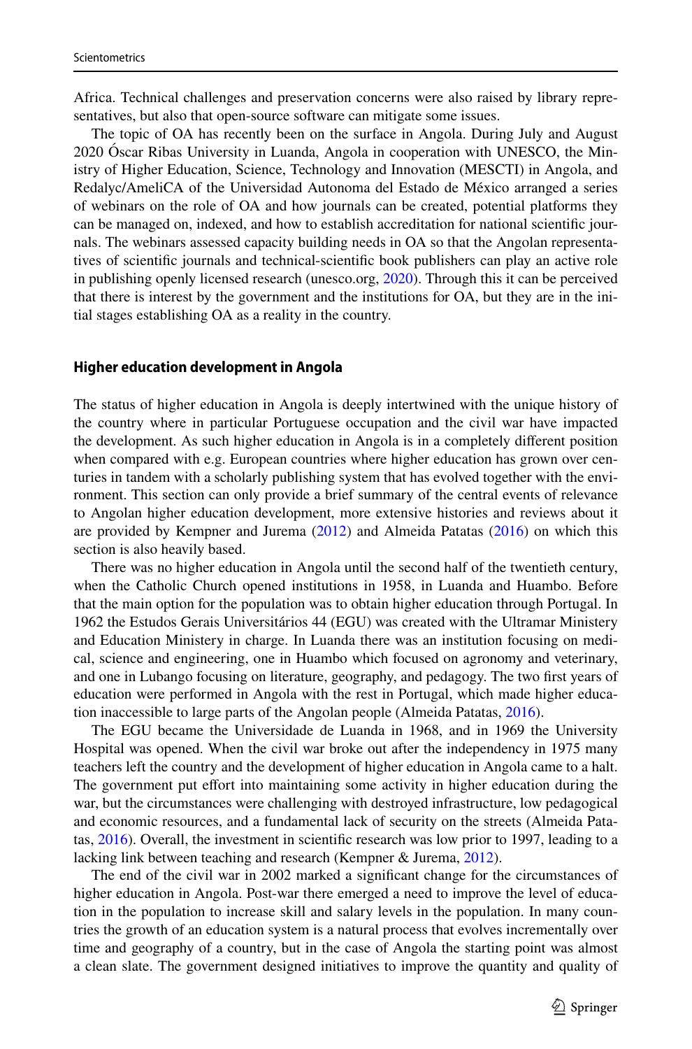Africa. Technical challenges and preservation concerns were also raised by library representatives, but also that open-source software can mitigate some issues.

The topic of OA has recently been on the surface in Angola. During July and August 2020 Óscar Ribas University in Luanda, Angola in cooperation with UNESCO, the Ministry of Higher Education, Science, Technology and Innovation (MESCTI) in Angola, and Redalyc/AmeliCA of the Universidad Autonoma del Estado de México arranged a series of webinars on the role of OA and how journals can be created, potential platforms they can be managed on, indexed, and how to establish accreditation for national scientific journals. The webinars assessed capacity building needs in OA so that the Angolan representatives of scientific journals and technical-scientific book publishers can play an active role in publishing openly licensed research (unesco.org, 2020). Through this it can be perceived that there is interest by the government and the institutions for OA, but they are in the initial stages establishing OA as a reality in the country.

## Higher education development in Angola

The status of higher education in Angola is deeply intertwined with the unique history of the country where in particular Portuguese occupation and the civil war have impacted the development. As such higher education in Angola is in a completely different position when compared with e.g. European countries where higher education has grown over centuries in tandem with a scholarly publishing system that has evolved together with the environment. This section can only provide a brief summary of the central events of relevance to Angolan higher education development, more extensive histories and reviews about it are provided by Kempner and Jurema (2012) and Almeida Patatas (2016) on which this section is also heavily based.

There was no higher education in Angola until the second half of the twentieth century, when the Catholic Church opened institutions in 1958, in Luanda and Huambo. Before that the main option for the population was to obtain higher education through Portugal. In 1962 the Estudos Gerais Universitários 44 (EGU) was created with the Ultramar Ministery and Education Ministery in charge. In Luanda there was an institution focusing on medical, science and engineering, one in Huambo which focused on agronomy and veterinary, and one in Lubango focusing on literature, geography, and pedagogy. The two first years of education were performed in Angola with the rest in Portugal, which made higher education inaccessible to large parts of the Angolan people (Almeida Patatas, 2016).

The EGU became the Universidade de Luanda in 1968, and in 1969 the University Hospital was opened. When the civil war broke out after the independency in 1975 many teachers left the country and the development of higher education in Angola came to a halt. The government put effort into maintaining some activity in higher education during the war, but the circumstances were challenging with destroyed infrastructure, low pedagogical and economic resources, and a fundamental lack of security on the streets (Almeida Patatas, 2016). Overall, the investment in scientific research was low prior to 1997, leading to a lacking link between teaching and research (Kempner & Jurema, 2012).

The end of the civil war in 2002 marked a significant change for the circumstances of higher education in Angola. Post-war there emerged a need to improve the level of education in the population to increase skill and salary levels in the population. In many countries the growth of an education system is a natural process that evolves incrementally over time and geography of a country, but in the case of Angola the starting point was almost a clean slate. The government designed initiatives to improve the quantity and quality of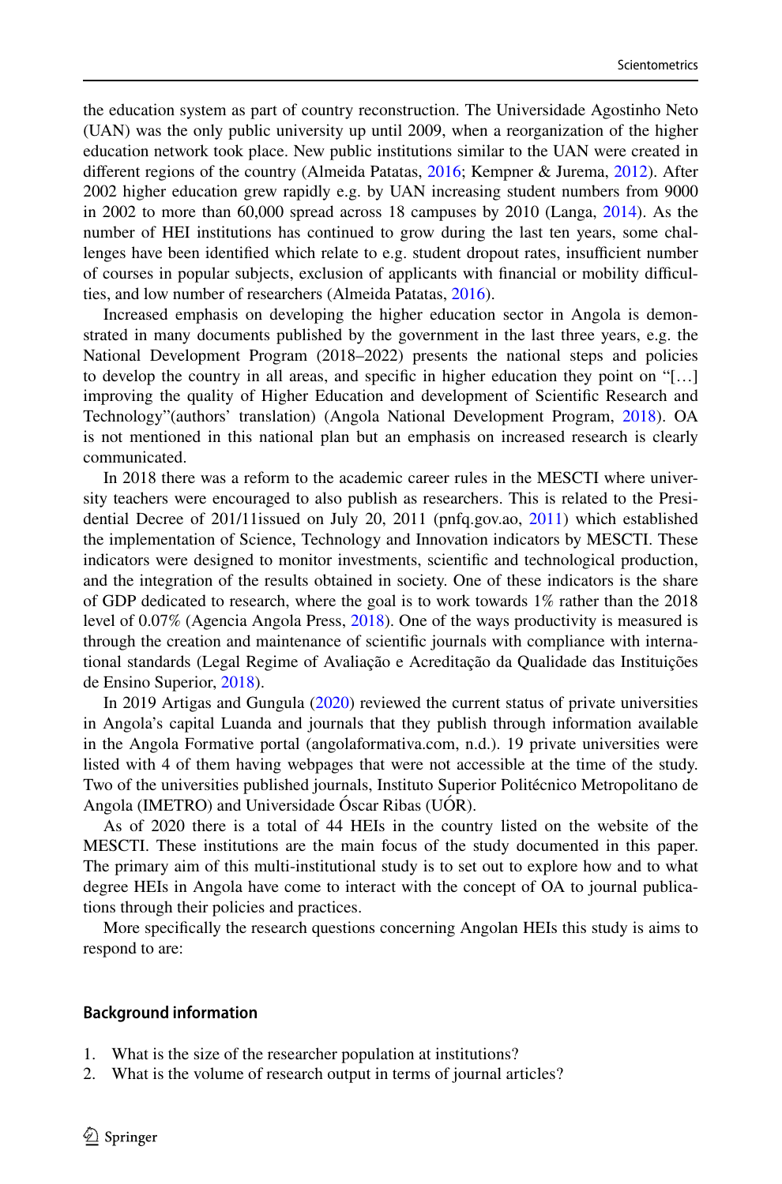the education system as part of country reconstruction. The Universidade Agostinho Neto (UAN) was the only public university up until 2009, when a reorganization of the higher education network took place. New public institutions similar to the UAN were created in different regions of the country (Almeida Patatas, 2016; Kempner & Jurema, 2012). After 2002 higher education grew rapidly e.g. by UAN increasing student numbers from 9000 in 2002 to more than 60,000 spread across 18 campuses by 2010 (Langa, 2014). As the number of HEI institutions has continued to grow during the last ten years, some challenges have been identified which relate to e.g. student dropout rates, insufficient number of courses in popular subjects, exclusion of applicants with financial or mobility difficulties, and low number of researchers (Almeida Patatas, 2016).

Increased emphasis on developing the higher education sector in Angola is demonstrated in many documents published by the government in the last three years, e.g. the National Development Program (2018–2022) presents the national steps and policies to develop the country in all areas, and specific in higher education they point on "[…] improving the quality of Higher Education and development of Scientific Research and Technology"(authors' translation) (Angola National Development Program, 2018). OA is not mentioned in this national plan but an emphasis on increased research is clearly communicated.

In 2018 there was a reform to the academic career rules in the MESCTI where university teachers were encouraged to also publish as researchers. This is related to the Presidential Decree of 201/11issued on July 20, 2011 (pnfq.gov.ao, 2011) which established the implementation of Science, Technology and Innovation indicators by MESCTI. These indicators were designed to monitor investments, scientific and technological production, and the integration of the results obtained in society. One of these indicators is the share of GDP dedicated to research, where the goal is to work towards 1% rather than the 2018 level of 0.07% (Agencia Angola Press, 2018). One of the ways productivity is measured is through the creation and maintenance of scientific journals with compliance with international standards (Legal Regime of Avaliação e Acreditação da Qualidade das Instituições de Ensino Superior, 2018).

In 2019 Artigas and Gungula (2020) reviewed the current status of private universities in Angola's capital Luanda and journals that they publish through information available in the Angola Formative portal (angolaformativa.com, n.d.). 19 private universities were listed with 4 of them having webpages that were not accessible at the time of the study. Two of the universities published journals, Instituto Superior Politécnico Metropolitano de Angola (IMETRO) and Universidade Óscar Ribas (UÓR).

As of 2020 there is a total of 44 HEIs in the country listed on the website of the MESCTI. These institutions are the main focus of the study documented in this paper. The primary aim of this multi-institutional study is to set out to explore how and to what degree HEIs in Angola have come to interact with the concept of OA to journal publications through their policies and practices.

More specifically the research questions concerning Angolan HEIs this study is aims to respond to are:

#### Background information

1. What is the size of the researcher population at institutions?
2. What is the volume of research output in terms of journal articles?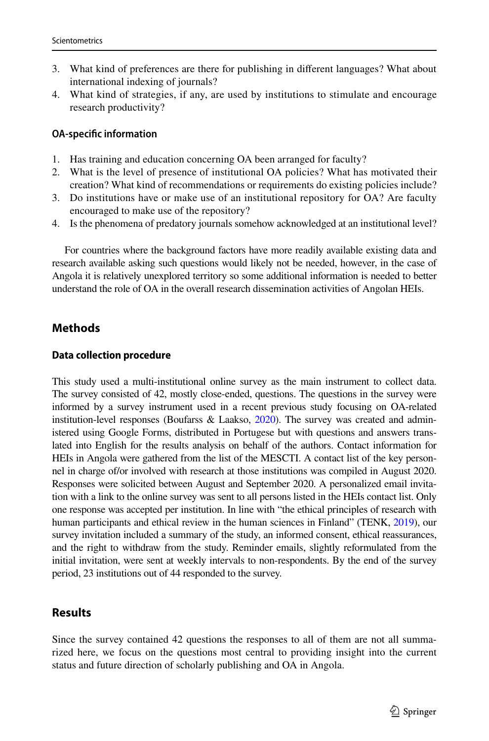3. What kind of preferences are there for publishing in different languages? What about international indexing of journals?
4. What kind of strategies, if any, are used by institutions to stimulate and encourage research productivity?

#### OA-specific information

1. Has training and education concerning OA been arranged for faculty?
2. What is the level of presence of institutional OA policies? What has motivated their creation? What kind of recommendations or requirements do existing policies include?
3. Do institutions have or make use of an institutional repository for OA? Are faculty encouraged to make use of the repository?
4. Is the phenomena of predatory journals somehow acknowledged at an institutional level?

For countries where the background factors have more readily available existing data and research available asking such questions would likely not be needed, however, in the case of Angola it is relatively unexplored territory so some additional information is needed to better understand the role of OA in the overall research dissemination activities of Angolan HEIs.

## Methods

### Data collection procedure

This study used a multi-institutional online survey as the main instrument to collect data. The survey consisted of 42, mostly close-ended, questions. The questions in the survey were informed by a survey instrument used in a recent previous study focusing on OA-related institution-level responses (Boufarss & Laakso, 2020). The survey was created and administered using Google Forms, distributed in Portugese but with questions and answers translated into English for the results analysis on behalf of the authors. Contact information for HEIs in Angola were gathered from the list of the MESCTI. A contact list of the key personnel in charge of/or involved with research at those institutions was compiled in August 2020. Responses were solicited between August and September 2020. A personalized email invitation with a link to the online survey was sent to all persons listed in the HEIs contact list. Only one response was accepted per institution. In line with "the ethical principles of research with human participants and ethical review in the human sciences in Finland" (TENK, 2019), our survey invitation included a summary of the study, an informed consent, ethical reassurances, and the right to withdraw from the study. Reminder emails, slightly reformulated from the initial invitation, were sent at weekly intervals to non-respondents. By the end of the survey period, 23 institutions out of 44 responded to the survey.

## Results

Since the survey contained 42 questions the responses to all of them are not all summarized here, we focus on the questions most central to providing insight into the current status and future direction of scholarly publishing and OA in Angola.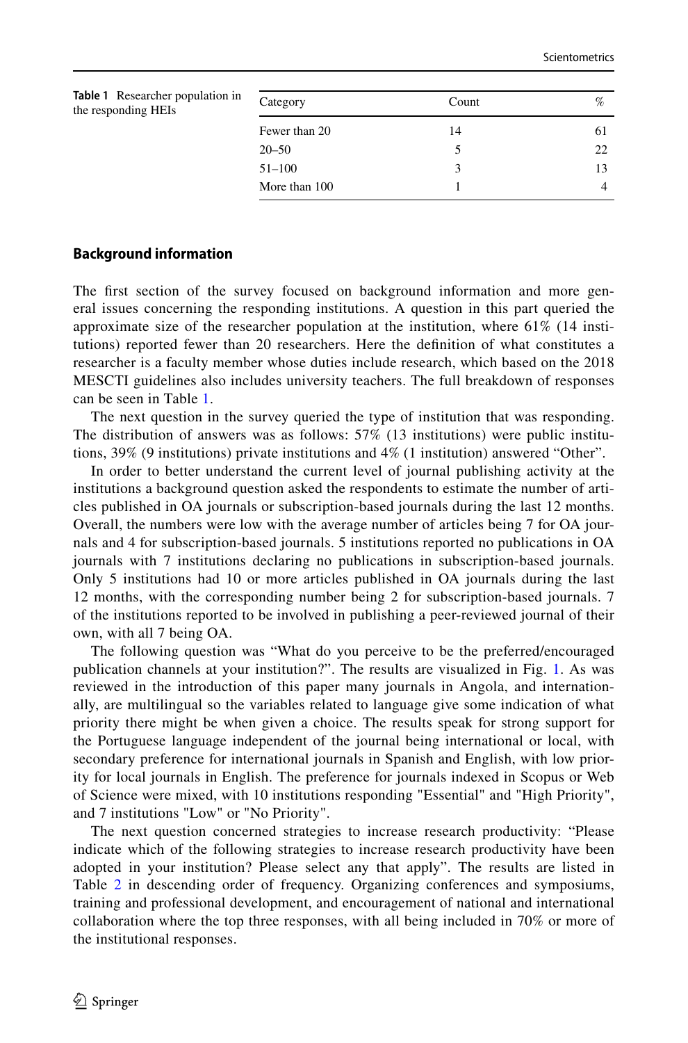**Table 1** Researcher population in the responding HEIs

| Category | Count | % |
|---|---|---|
| Fewer than 20 | 14 | 61 |
| 20–50 | 5 | 22 |
| 51–100 | 3 | 13 |
| More than 100 | 1 | 4 |

### Background information

The first section of the survey focused on background information and more general issues concerning the responding institutions. A question in this part queried the approximate size of the researcher population at the institution, where 61% (14 institutions) reported fewer than 20 researchers. Here the definition of what constitutes a researcher is a faculty member whose duties include research, which based on the 2018 MESCTI guidelines also includes university teachers. The full breakdown of responses can be seen in Table 1.

The next question in the survey queried the type of institution that was responding. The distribution of answers was as follows: 57% (13 institutions) were public institutions, 39% (9 institutions) private institutions and 4% (1 institution) answered "Other".

In order to better understand the current level of journal publishing activity at the institutions a background question asked the respondents to estimate the number of articles published in OA journals or subscription-based journals during the last 12 months. Overall, the numbers were low with the average number of articles being 7 for OA journals and 4 for subscription-based journals. 5 institutions reported no publications in OA journals with 7 institutions declaring no publications in subscription-based journals. Only 5 institutions had 10 or more articles published in OA journals during the last 12 months, with the corresponding number being 2 for subscription-based journals. 7 of the institutions reported to be involved in publishing a peer-reviewed journal of their own, with all 7 being OA.

The following question was "What do you perceive to be the preferred/encouraged publication channels at your institution?". The results are visualized in Fig. 1. As was reviewed in the introduction of this paper many journals in Angola, and internationally, are multilingual so the variables related to language give some indication of what priority there might be when given a choice. The results speak for strong support for the Portuguese language independent of the journal being international or local, with secondary preference for international journals in Spanish and English, with low priority for local journals in English. The preference for journals indexed in Scopus or Web of Science were mixed, with 10 institutions responding "Essential" and "High Priority", and 7 institutions "Low" or "No Priority".

The next question concerned strategies to increase research productivity: "Please indicate which of the following strategies to increase research productivity have been adopted in your institution? Please select any that apply". The results are listed in Table 2 in descending order of frequency. Organizing conferences and symposiums, training and professional development, and encouragement of national and international collaboration where the top three responses, with all being included in 70% or more of the institutional responses.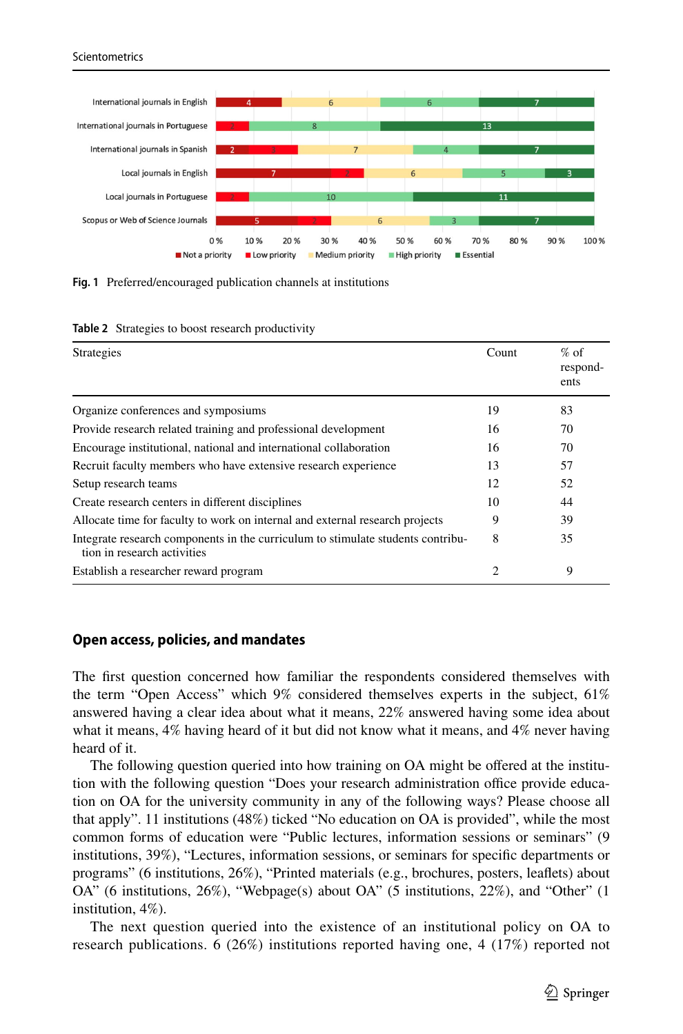Fig. 1 Preferred/encouraged publication channels at institutions

Table 2 Strategies to boost research productivity

| Strategies | Count | % of respondents |
|---|---|---|
| Organize conferences and symposiums | 19 | 83 |
| Provide research related training and professional development | 16 | 70 |
| Encourage institutional, national and international collaboration | 16 | 70 |
| Recruit faculty members who have extensive research experience | 13 | 57 |
| Setup research teams | 12 | 52 |
| Create research centers in different disciplines | 10 | 44 |
| Allocate time for faculty to work on internal and external research projects | 9 | 39 |
| Integrate research components in the curriculum to stimulate students contribution in research activities | 8 | 35 |
| Establish a researcher reward program | 2 | 9 |

## Open access, policies, and mandates

The first question concerned how familiar the respondents considered themselves with the term "Open Access" which 9% considered themselves experts in the subject, 61% answered having a clear idea about what it means, 22% answered having some idea about what it means, 4% having heard of it but did not know what it means, and 4% never having heard of it.

The following question queried into how training on OA might be offered at the institution with the following question "Does your research administration office provide education on OA for the university community in any of the following ways? Please choose all that apply". 11 institutions (48%) ticked "No education on OA is provided", while the most common forms of education were "Public lectures, information sessions or seminars" (9 institutions, 39%), "Lectures, information sessions, or seminars for specific departments or programs" (6 institutions, 26%), "Printed materials (e.g., brochures, posters, leaflets) about OA" (6 institutions, 26%), "Webpage(s) about OA" (5 institutions, 22%), and "Other" (1 institution, 4%).

The next question queried into the existence of an institutional policy on OA to research publications. 6 (26%) institutions reported having one, 4 (17%) reported not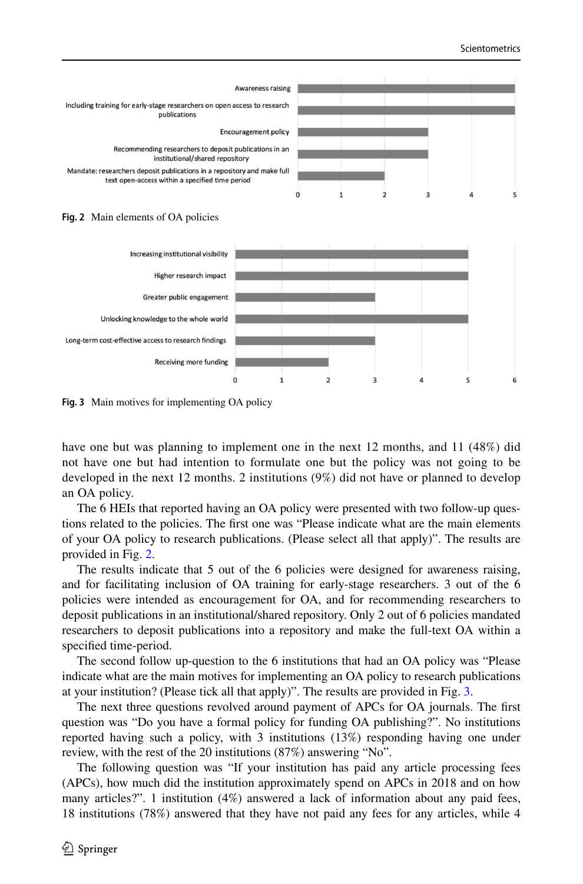Fig. 2 Main elements of OA policies

Fig. 3 Main motives for implementing OA policy

have one but was planning to implement one in the next 12 months, and 11 (48%) did not have one but had intention to formulate one but the policy was not going to be developed in the next 12 months. 2 institutions (9%) did not have or planned to develop an OA policy.

The 6 HEIs that reported having an OA policy were presented with two follow-up questions related to the policies. The first one was "Please indicate what are the main elements of your OA policy to research publications. (Please select all that apply)". The results are provided in Fig. 2.

The results indicate that 5 out of the 6 policies were designed for awareness raising, and for facilitating inclusion of OA training for early-stage researchers. 3 out of the 6 policies were intended as encouragement for OA, and for recommending researchers to deposit publications in an institutional/shared repository. Only 2 out of 6 policies mandated researchers to deposit publications into a repository and make the full-text OA within a specified time-period.

The second follow up-question to the 6 institutions that had an OA policy was "Please indicate what are the main motives for implementing an OA policy to research publications at your institution? (Please tick all that apply)". The results are provided in Fig. 3.

The next three questions revolved around payment of APCs for OA journals. The first question was "Do you have a formal policy for funding OA publishing?". No institutions reported having such a policy, with 3 institutions (13%) responding having one under review, with the rest of the 20 institutions (87%) answering "No".

The following question was "If your institution has paid any article processing fees (APCs), how much did the institution approximately spend on APCs in 2018 and on how many articles?". 1 institution (4%) answered a lack of information about any paid fees, 18 institutions (78%) answered that they have not paid any fees for any articles, while 4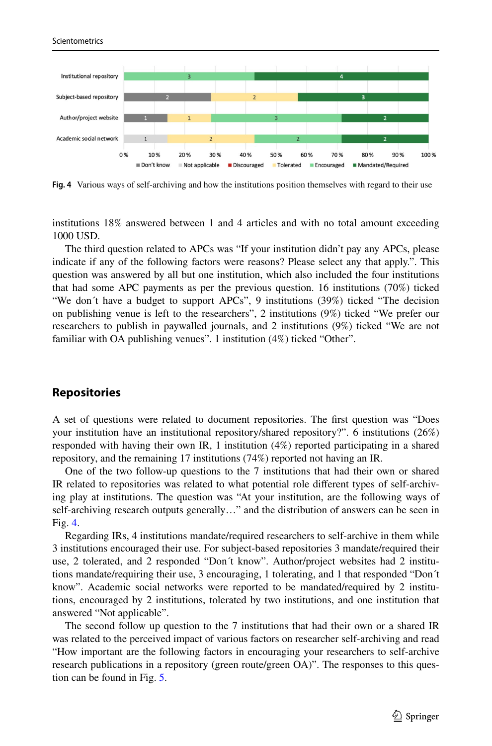Fig. 4 Various ways of self-archiving and how the institutions position themselves with regard to their use

institutions 18% answered between 1 and 4 articles and with no total amount exceeding 1000 USD.

The third question related to APCs was "If your institution didn't pay any APCs, please indicate if any of the following factors were reasons? Please select any that apply.". This question was answered by all but one institution, which also included the four institutions that had some APC payments as per the previous question. 16 institutions (70%) ticked "We don´t have a budget to support APCs", 9 institutions (39%) ticked "The decision on publishing venue is left to the researchers", 2 institutions (9%) ticked "We prefer our researchers to publish in paywalled journals, and 2 institutions (9%) ticked "We are not familiar with OA publishing venues". 1 institution (4%) ticked "Other".

## Repositories

A set of questions were related to document repositories. The first question was "Does your institution have an institutional repository/shared repository?". 6 institutions (26%) responded with having their own IR, 1 institution (4%) reported participating in a shared repository, and the remaining 17 institutions (74%) reported not having an IR.

One of the two follow-up questions to the 7 institutions that had their own or shared IR related to repositories was related to what potential role different types of self-archiving play at institutions. The question was "At your institution, are the following ways of self-archiving research outputs generally…" and the distribution of answers can be seen in Fig. 4.

Regarding IRs, 4 institutions mandate/required researchers to self-archive in them while 3 institutions encouraged their use. For subject-based repositories 3 mandate/required their use, 2 tolerated, and 2 responded "Don´t know". Author/project websites had 2 institutions mandate/requiring their use, 3 encouraging, 1 tolerating, and 1 that responded "Don´t know". Academic social networks were reported to be mandated/required by 2 institutions, encouraged by 2 institutions, tolerated by two institutions, and one institution that answered "Not applicable".

The second follow up question to the 7 institutions that had their own or a shared IR was related to the perceived impact of various factors on researcher self-archiving and read "How important are the following factors in encouraging your researchers to self-archive research publications in a repository (green route/green OA)". The responses to this question can be found in Fig. 5.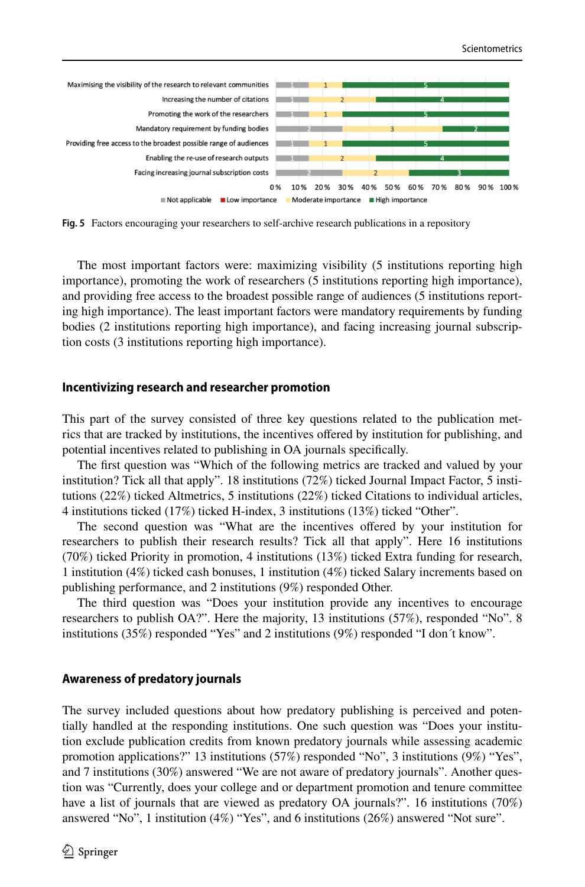Fig. 5 Factors encouraging your researchers to self-archive research publications in a repository

The most important factors were: maximizing visibility (5 institutions reporting high importance), promoting the work of researchers (5 institutions reporting high importance), and providing free access to the broadest possible range of audiences (5 institutions reporting high importance). The least important factors were mandatory requirements by funding bodies (2 institutions reporting high importance), and facing increasing journal subscription costs (3 institutions reporting high importance).

## Incentivizing research and researcher promotion

This part of the survey consisted of three key questions related to the publication metrics that are tracked by institutions, the incentives offered by institution for publishing, and potential incentives related to publishing in OA journals specifically.

The first question was "Which of the following metrics are tracked and valued by your institution? Tick all that apply". 18 institutions (72%) ticked Journal Impact Factor, 5 institutions (22%) ticked Altmetrics, 5 institutions (22%) ticked Citations to individual articles, 4 institutions ticked (17%) ticked H-index, 3 institutions (13%) ticked "Other".

The second question was "What are the incentives offered by your institution for researchers to publish their research results? Tick all that apply". Here 16 institutions (70%) ticked Priority in promotion, 4 institutions (13%) ticked Extra funding for research, 1 institution (4%) ticked cash bonuses, 1 institution (4%) ticked Salary increments based on publishing performance, and 2 institutions (9%) responded Other.

The third question was "Does your institution provide any incentives to encourage researchers to publish OA?". Here the majority, 13 institutions (57%), responded "No". 8 institutions (35%) responded "Yes" and 2 institutions (9%) responded "I don´t know".

## Awareness of predatory journals

The survey included questions about how predatory publishing is perceived and potentially handled at the responding institutions. One such question was "Does your institution exclude publication credits from known predatory journals while assessing academic promotion applications?" 13 institutions (57%) responded "No", 3 institutions (9%) "Yes", and 7 institutions (30%) answered "We are not aware of predatory journals". Another question was "Currently, does your college and or department promotion and tenure committee have a list of journals that are viewed as predatory OA journals?". 16 institutions (70%) answered "No", 1 institution (4%) "Yes", and 6 institutions (26%) answered "Not sure".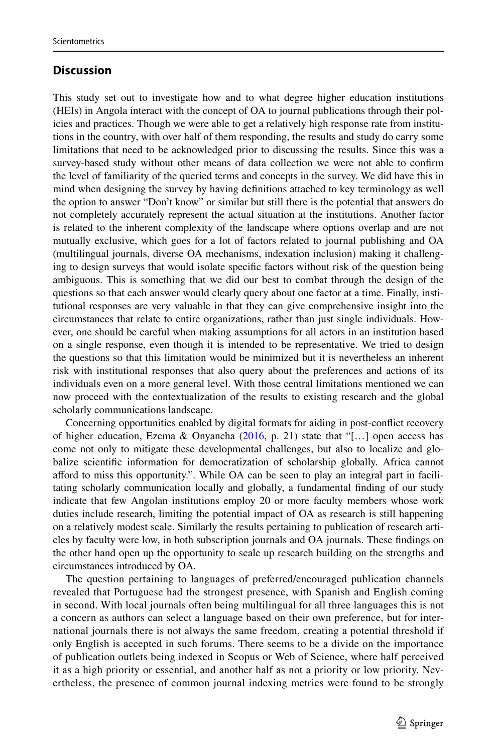## Discussion

This study set out to investigate how and to what degree higher education institutions (HEIs) in Angola interact with the concept of OA to journal publications through their policies and practices. Though we were able to get a relatively high response rate from institutions in the country, with over half of them responding, the results and study do carry some limitations that need to be acknowledged prior to discussing the results. Since this was a survey-based study without other means of data collection we were not able to confirm the level of familiarity of the queried terms and concepts in the survey. We did have this in mind when designing the survey by having definitions attached to key terminology as well the option to answer "Don't know" or similar but still there is the potential that answers do not completely accurately represent the actual situation at the institutions. Another factor is related to the inherent complexity of the landscape where options overlap and are not mutually exclusive, which goes for a lot of factors related to journal publishing and OA (multilingual journals, diverse OA mechanisms, indexation inclusion) making it challenging to design surveys that would isolate specific factors without risk of the question being ambiguous. This is something that we did our best to combat through the design of the questions so that each answer would clearly query about one factor at a time. Finally, institutional responses are very valuable in that they can give comprehensive insight into the circumstances that relate to entire organizations, rather than just single individuals. However, one should be careful when making assumptions for all actors in an institution based on a single response, even though it is intended to be representative. We tried to design the questions so that this limitation would be minimized but it is nevertheless an inherent risk with institutional responses that also query about the preferences and actions of its individuals even on a more general level. With those central limitations mentioned we can now proceed with the contextualization of the results to existing research and the global scholarly communications landscape.

Concerning opportunities enabled by digital formats for aiding in post-conflict recovery of higher education, Ezema & Onyancha (2016, p. 21) state that "[…] open access has come not only to mitigate these developmental challenges, but also to localize and globalize scientific information for democratization of scholarship globally. Africa cannot afford to miss this opportunity.". While OA can be seen to play an integral part in facilitating scholarly communication locally and globally, a fundamental finding of our study indicate that few Angolan institutions employ 20 or more faculty members whose work duties include research, limiting the potential impact of OA as research is still happening on a relatively modest scale. Similarly the results pertaining to publication of research articles by faculty were low, in both subscription journals and OA journals. These findings on the other hand open up the opportunity to scale up research building on the strengths and circumstances introduced by OA.

The question pertaining to languages of preferred/encouraged publication channels revealed that Portuguese had the strongest presence, with Spanish and English coming in second. With local journals often being multilingual for all three languages this is not a concern as authors can select a language based on their own preference, but for international journals there is not always the same freedom, creating a potential threshold if only English is accepted in such forums. There seems to be a divide on the importance of publication outlets being indexed in Scopus or Web of Science, where half perceived it as a high priority or essential, and another half as not a priority or low priority. Nevertheless, the presence of common journal indexing metrics were found to be strongly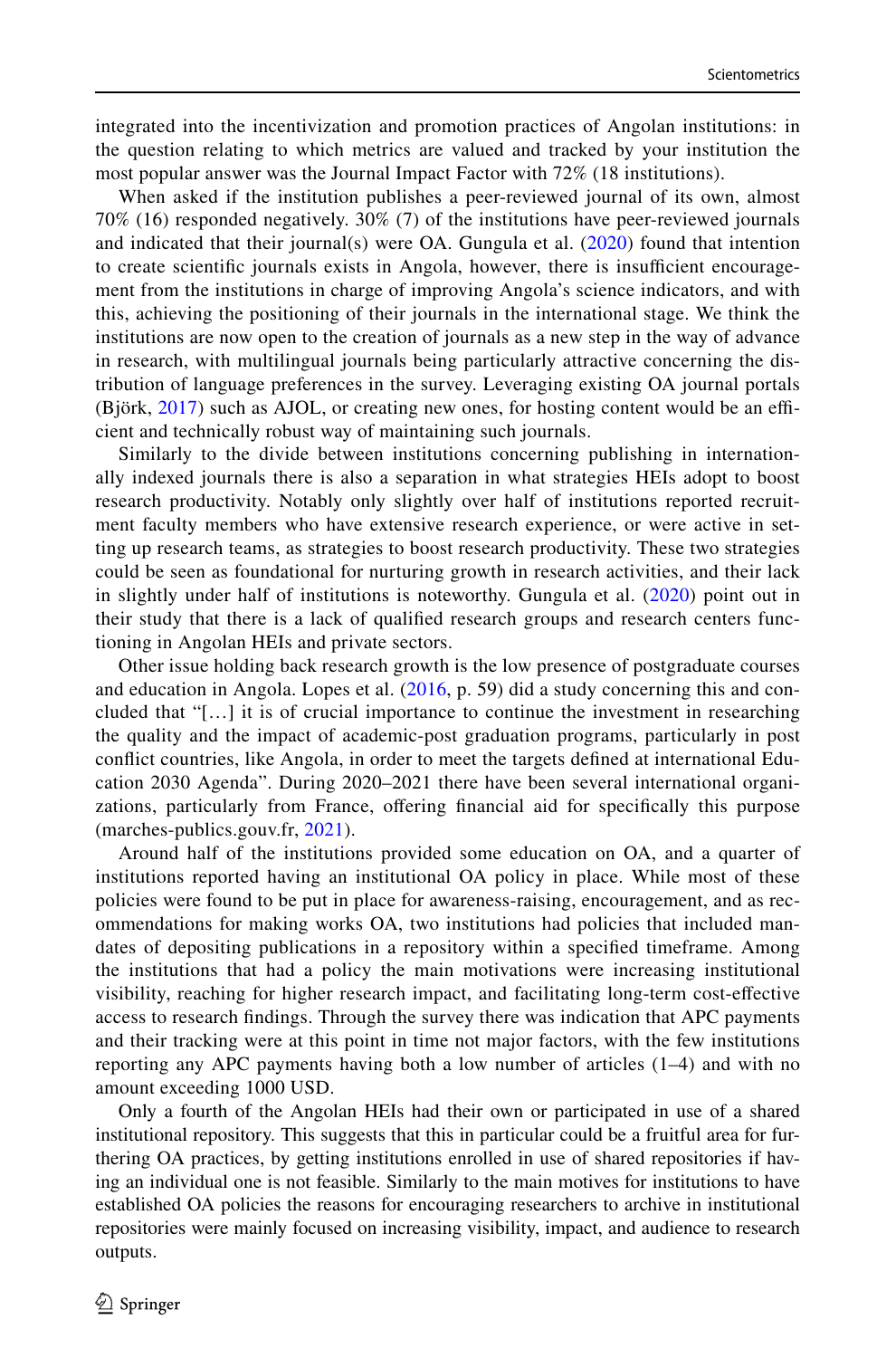integrated into the incentivization and promotion practices of Angolan institutions: in the question relating to which metrics are valued and tracked by your institution the most popular answer was the Journal Impact Factor with 72% (18 institutions).

When asked if the institution publishes a peer-reviewed journal of its own, almost 70% (16) responded negatively. 30% (7) of the institutions have peer-reviewed journals and indicated that their journal(s) were OA. Gungula et al. (2020) found that intention to create scientific journals exists in Angola, however, there is insufficient encouragement from the institutions in charge of improving Angola's science indicators, and with this, achieving the positioning of their journals in the international stage. We think the institutions are now open to the creation of journals as a new step in the way of advance in research, with multilingual journals being particularly attractive concerning the distribution of language preferences in the survey. Leveraging existing OA journal portals (Björk, 2017) such as AJOL, or creating new ones, for hosting content would be an efficient and technically robust way of maintaining such journals.

Similarly to the divide between institutions concerning publishing in internationally indexed journals there is also a separation in what strategies HEIs adopt to boost research productivity. Notably only slightly over half of institutions reported recruitment faculty members who have extensive research experience, or were active in setting up research teams, as strategies to boost research productivity. These two strategies could be seen as foundational for nurturing growth in research activities, and their lack in slightly under half of institutions is noteworthy. Gungula et al. (2020) point out in their study that there is a lack of qualified research groups and research centers functioning in Angolan HEIs and private sectors.

Other issue holding back research growth is the low presence of postgraduate courses and education in Angola. Lopes et al. (2016, p. 59) did a study concerning this and concluded that "[…] it is of crucial importance to continue the investment in researching the quality and the impact of academic-post graduation programs, particularly in post conflict countries, like Angola, in order to meet the targets defined at international Education 2030 Agenda". During 2020–2021 there have been several international organizations, particularly from France, offering financial aid for specifically this purpose (marches-publics.gouv.fr, 2021).

Around half of the institutions provided some education on OA, and a quarter of institutions reported having an institutional OA policy in place. While most of these policies were found to be put in place for awareness-raising, encouragement, and as recommendations for making works OA, two institutions had policies that included mandates of depositing publications in a repository within a specified timeframe. Among the institutions that had a policy the main motivations were increasing institutional visibility, reaching for higher research impact, and facilitating long-term cost-effective access to research findings. Through the survey there was indication that APC payments and their tracking were at this point in time not major factors, with the few institutions reporting any APC payments having both a low number of articles (1–4) and with no amount exceeding 1000 USD.

Only a fourth of the Angolan HEIs had their own or participated in use of a shared institutional repository. This suggests that this in particular could be a fruitful area for furthering OA practices, by getting institutions enrolled in use of shared repositories if having an individual one is not feasible. Similarly to the main motives for institutions to have established OA policies the reasons for encouraging researchers to archive in institutional repositories were mainly focused on increasing visibility, impact, and audience to research outputs.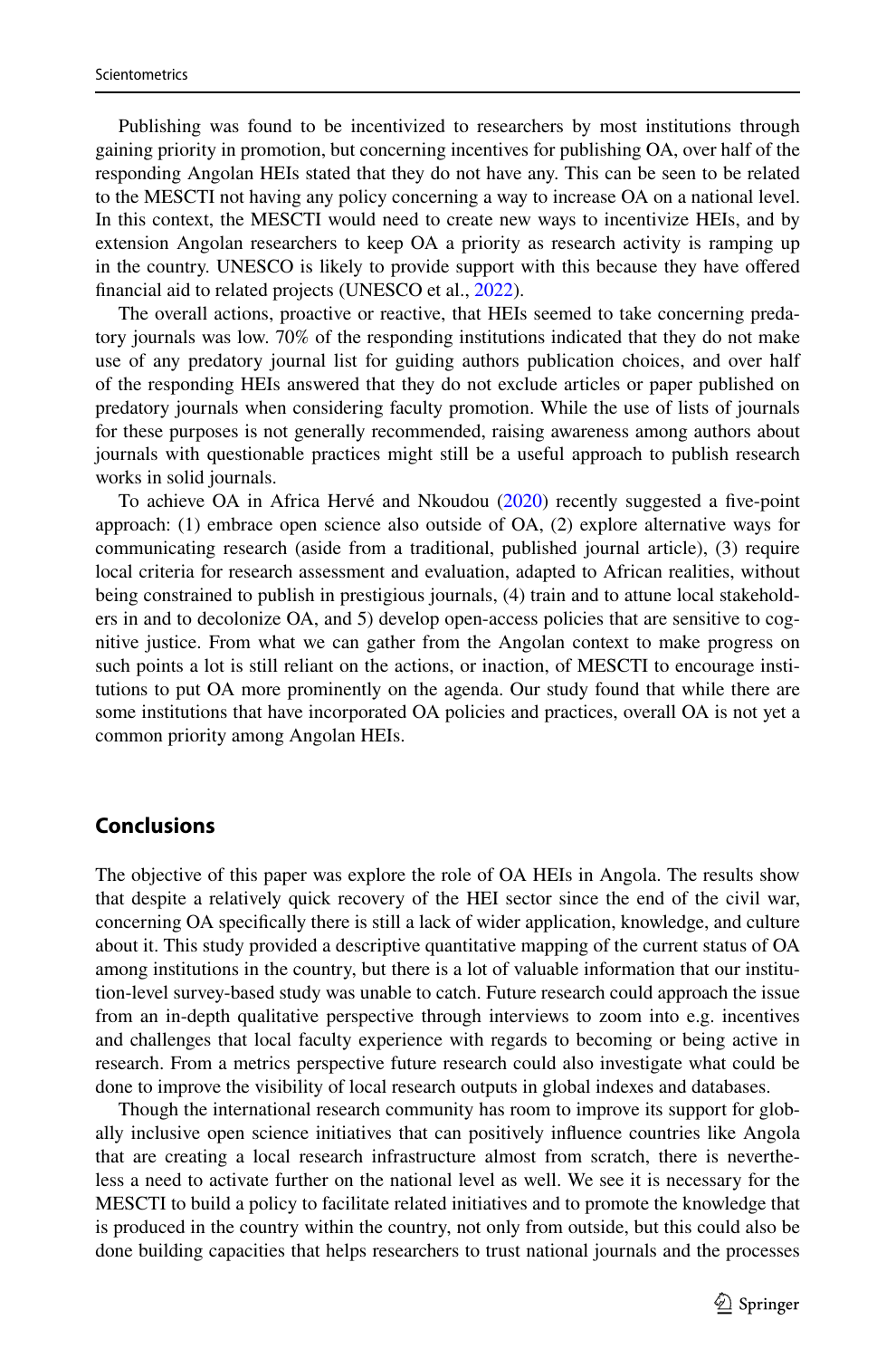Publishing was found to be incentivized to researchers by most institutions through gaining priority in promotion, but concerning incentives for publishing OA, over half of the responding Angolan HEIs stated that they do not have any. This can be seen to be related to the MESCTI not having any policy concerning a way to increase OA on a national level. In this context, the MESCTI would need to create new ways to incentivize HEIs, and by extension Angolan researchers to keep OA a priority as research activity is ramping up in the country. UNESCO is likely to provide support with this because they have offered financial aid to related projects (UNESCO et al., 2022).

The overall actions, proactive or reactive, that HEIs seemed to take concerning predatory journals was low. 70% of the responding institutions indicated that they do not make use of any predatory journal list for guiding authors publication choices, and over half of the responding HEIs answered that they do not exclude articles or paper published on predatory journals when considering faculty promotion. While the use of lists of journals for these purposes is not generally recommended, raising awareness among authors about journals with questionable practices might still be a useful approach to publish research works in solid journals.

To achieve OA in Africa Hervé and Nkoudou (2020) recently suggested a five-point approach: (1) embrace open science also outside of OA, (2) explore alternative ways for communicating research (aside from a traditional, published journal article), (3) require local criteria for research assessment and evaluation, adapted to African realities, without being constrained to publish in prestigious journals, (4) train and to attune local stakeholders in and to decolonize OA, and 5) develop open-access policies that are sensitive to cognitive justice. From what we can gather from the Angolan context to make progress on such points a lot is still reliant on the actions, or inaction, of MESCTI to encourage institutions to put OA more prominently on the agenda. Our study found that while there are some institutions that have incorporated OA policies and practices, overall OA is not yet a common priority among Angolan HEIs.

## Conclusions

The objective of this paper was explore the role of OA HEIs in Angola. The results show that despite a relatively quick recovery of the HEI sector since the end of the civil war, concerning OA specifically there is still a lack of wider application, knowledge, and culture about it. This study provided a descriptive quantitative mapping of the current status of OA among institutions in the country, but there is a lot of valuable information that our institution-level survey-based study was unable to catch. Future research could approach the issue from an in-depth qualitative perspective through interviews to zoom into e.g. incentives and challenges that local faculty experience with regards to becoming or being active in research. From a metrics perspective future research could also investigate what could be done to improve the visibility of local research outputs in global indexes and databases.

Though the international research community has room to improve its support for globally inclusive open science initiatives that can positively influence countries like Angola that are creating a local research infrastructure almost from scratch, there is nevertheless a need to activate further on the national level as well. We see it is necessary for the MESCTI to build a policy to facilitate related initiatives and to promote the knowledge that is produced in the country within the country, not only from outside, but this could also be done building capacities that helps researchers to trust national journals and the processes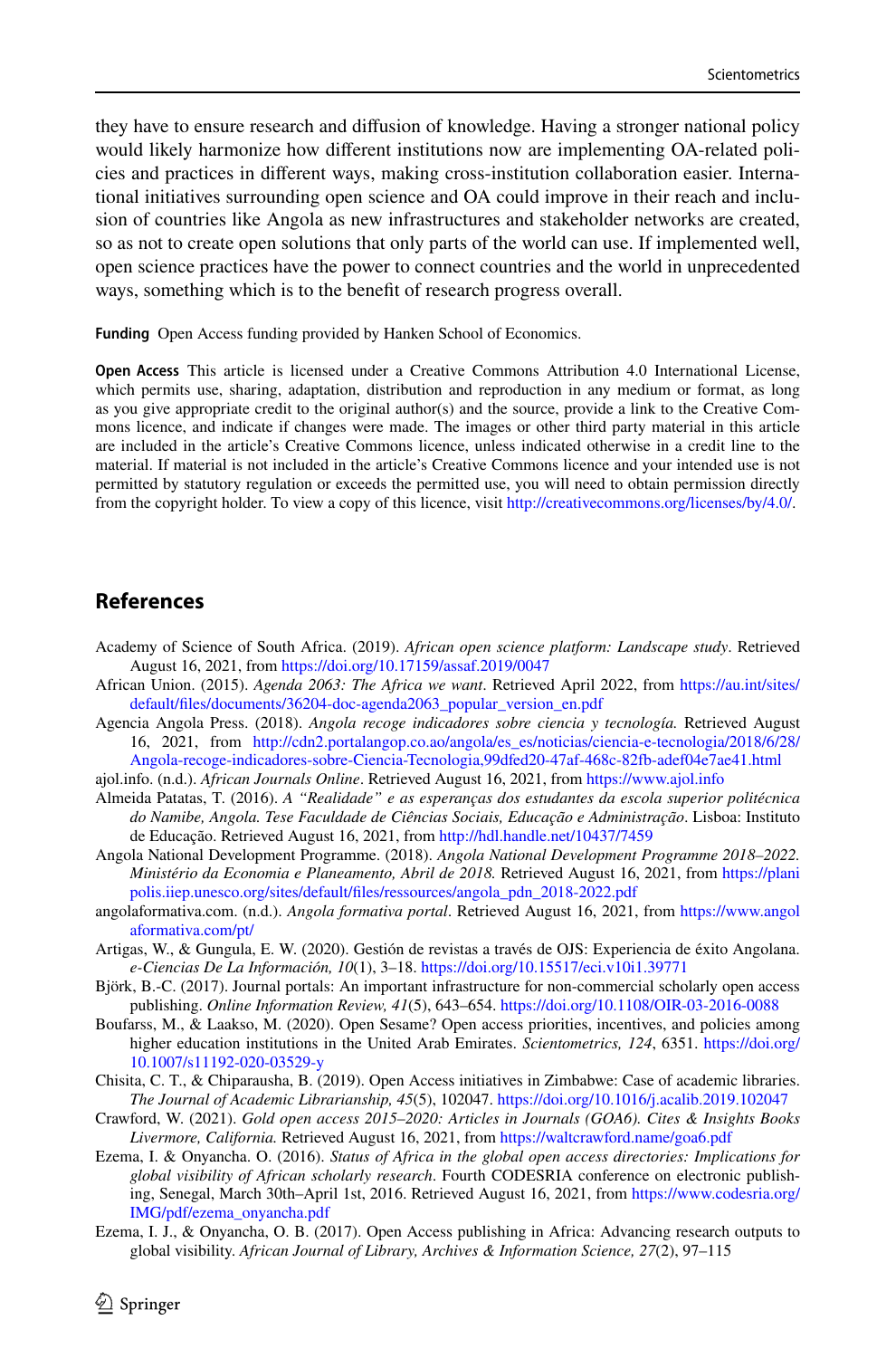they have to ensure research and diffusion of knowledge. Having a stronger national policy would likely harmonize how different institutions now are implementing OA-related policies and practices in different ways, making cross-institution collaboration easier. International initiatives surrounding open science and OA could improve in their reach and inclusion of countries like Angola as new infrastructures and stakeholder networks are created, so as not to create open solutions that only parts of the world can use. If implemented well, open science practices have the power to connect countries and the world in unprecedented ways, something which is to the benefit of research progress overall.

**Funding** Open Access funding provided by Hanken School of Economics.

**Open Access** This article is licensed under a Creative Commons Attribution 4.0 International License, which permits use, sharing, adaptation, distribution and reproduction in any medium or format, as long as you give appropriate credit to the original author(s) and the source, provide a link to the Creative Commons licence, and indicate if changes were made. The images or other third party material in this article are included in the article's Creative Commons licence, unless indicated otherwise in a credit line to the material. If material is not included in the article's Creative Commons licence and your intended use is not permitted by statutory regulation or exceeds the permitted use, you will need to obtain permission directly from the copyright holder. To view a copy of this licence, visit http://creativecommons.org/licenses/by/4.0/.

## References

Academy of Science of South Africa. (2019). *African open science platform: Landscape study*. Retrieved August 16, 2021, from https://doi.org/10.17159/assaf.2019/0047

African Union. (2015). *Agenda 2063: The Africa we want*. Retrieved April 2022, from https://au.int/sites/default/files/documents/36204-doc-agenda2063_popular_version_en.pdf

Agencia Angola Press. (2018). *Angola recoge indicadores sobre ciencia y tecnología.* Retrieved August 16, 2021, from http://cdn2.portalangop.co.ao/angola/es_es/noticias/ciencia-e-tecnologia/2018/6/28/Angola-recoge-indicadores-sobre-Ciencia-Tecnologia,99dfed20-47af-468c-82fb-adef04e7ae41.html

ajol.info. (n.d.). *African Journals Online*. Retrieved August 16, 2021, from https://www.ajol.info

Almeida Patatas, T. (2016). *A "Realidade" e as esperanças dos estudantes da escola superior politécnica do Namibe, Angola. Tese Faculdade de Ciências Sociais, Educação e Administração*. Lisboa: Instituto de Educação. Retrieved August 16, 2021, from http://hdl.handle.net/10437/7459

Angola National Development Programme. (2018). *Angola National Development Programme 2018–2022. Ministério da Economia e Planeamento, Abril de 2018.* Retrieved August 16, 2021, from https://planipolis.iiep.unesco.org/sites/default/files/ressources/angola_pdn_2018-2022.pdf

angolaformativa.com. (n.d.). *Angola formativa portal*. Retrieved August 16, 2021, from https://www.angolaformativa.com/pt/

Artigas, W., & Gungula, E. W. (2020). Gestión de revistas a través de OJS: Experiencia de éxito Angolana. *e-Ciencias De La Información, 10*(1), 3–18. https://doi.org/10.15517/eci.v10i1.39771

Björk, B.-C. (2017). Journal portals: An important infrastructure for non-commercial scholarly open access publishing. *Online Information Review, 41*(5), 643–654. https://doi.org/10.1108/OIR-03-2016-0088

Boufarss, M., & Laakso, M. (2020). Open Sesame? Open access priorities, incentives, and policies among higher education institutions in the United Arab Emirates. *Scientometrics, 124*, 6351. https://doi.org/10.1007/s11192-020-03529-y

Chisita, C. T., & Chiparausha, B. (2019). Open Access initiatives in Zimbabwe: Case of academic libraries. *The Journal of Academic Librarianship, 45*(5), 102047. https://doi.org/10.1016/j.acalib.2019.102047

Crawford, W. (2021). *Gold open access 2015–2020: Articles in Journals (GOA6). Cites & Insights Books Livermore, California.* Retrieved August 16, 2021, from https://waltcrawford.name/goa6.pdf

Ezema, I. & Onyancha. O. (2016). *Status of Africa in the global open access directories: Implications for global visibility of African scholarly research*. Fourth CODESRIA conference on electronic publishing, Senegal, March 30th–April 1st, 2016. Retrieved August 16, 2021, from https://www.codesria.org/IMG/pdf/ezema_onyancha.pdf

Ezema, I. J., & Onyancha, O. B. (2017). Open Access publishing in Africa: Advancing research outputs to global visibility. *African Journal of Library, Archives & Information Science, 27*(2), 97–115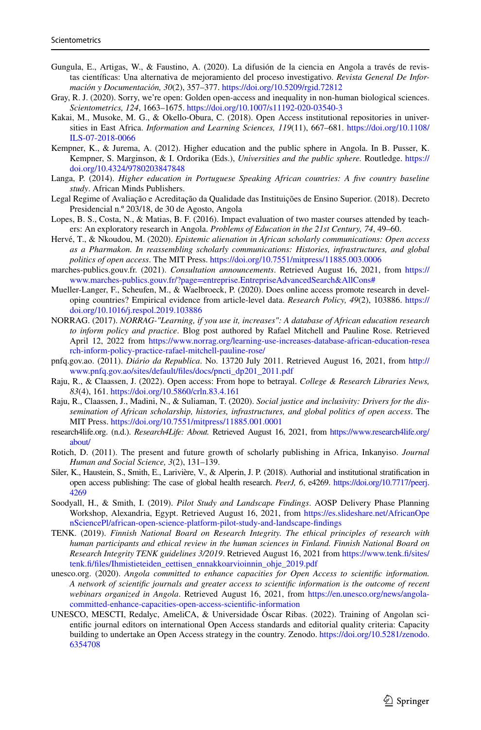Gungula, E., Artigas, W., & Faustino, A. (2020). La difusión de la ciencia en Angola a través de revistas científicas: Una alternativa de mejoramiento del proceso investigativo. *Revista General De Información y Documentación, 30*(2), 357–377. https://doi.org/10.5209/rgid.72812

Gray, R. J. (2020). Sorry, we're open: Golden open-access and inequality in non-human biological sciences. *Scientometrics, 124*, 1663–1675. https://doi.org/10.1007/s11192-020-03540-3

Kakai, M., Musoke, M. G., & Okello-Obura, C. (2018). Open Access institutional repositories in universities in East Africa. *Information and Learning Sciences, 119*(11), 667–681. https://doi.org/10.1108/ILS-07-2018-0066

Kempner, K., & Jurema, A. (2012). Higher education and the public sphere in Angola. In B. Pusser, K. Kempner, S. Marginson, & I. Ordorika (Eds.), *Universities and the public sphere.* Routledge. https://doi.org/10.4324/9780203847848

Langa, P. (2014). *Higher education in Portuguese Speaking African countries: A five country baseline study*. African Minds Publishers.

Legal Regime of Avaliação e Acreditação da Qualidade das Instituições de Ensino Superior. (2018). Decreto Presidencial n.º 203/18, de 30 de Agosto, Angola

Lopes, B. S., Costa, N., & Matias, B. F. (2016). Impact evaluation of two master courses attended by teachers: An exploratory research in Angola. *Problems of Education in the 21st Century, 74*, 49–60.

Hervé, T., & Nkoudou, M. (2020). *Epistemic alienation in African scholarly communications: Open access as a Pharmakon. In reassembling scholarly communications: Histories, infrastructures, and global politics of open access*. The MIT Press. https://doi.org/10.7551/mitpress/11885.003.0006

marches-publics.gouv.fr. (2021). *Consultation announcements*. Retrieved August 16, 2021, from https://www.marches-publics.gouv.fr/?page=entreprise.EntrepriseAdvancedSearch&AllCons#

Mueller-Langer, F., Scheufen, M., & Waelbroeck, P. (2020). Does online access promote research in developing countries? Empirical evidence from article-level data. *Research Policy, 49*(2), 103886. https://doi.org/10.1016/j.respol.2019.103886

NORRAG. (2017). *NORRAG-"Learning, if you use it, increases": A database of African education research to inform policy and practice*. Blog post authored by Rafael Mitchell and Pauline Rose. Retrieved April 12, 2022 from https://www.norrag.org/learning-use-increases-database-african-education-research-inform-policy-practice-rafael-mitchell-pauline-rose/

pnfq.gov.ao. (2011). *Diário da Republica*. No. 13720 July 2011. Retrieved August 16, 2021, from http://www.pnfq.gov.ao/sites/default/files/docs/pncti_dp201_2011.pdf

Raju, R., & Claassen, J. (2022). Open access: From hope to betrayal. *College & Research Libraries News, 83*(4), 161. https://doi.org/10.5860/crln.83.4.161

Raju, R., Claassen, J., Madini, N., & Suliaman, T. (2020). *Social justice and inclusivity: Drivers for the dissemination of African scholarship, histories, infrastructures, and global politics of open access*. The MIT Press. https://doi.org/10.7551/mitpress/11885.001.0001

research4life.org. (n.d.). *Research4Life: About.* Retrieved August 16, 2021, from https://www.research4life.org/about/

Rotich, D. (2011). The present and future growth of scholarly publishing in Africa, Inkanyiso. *Journal Human and Social Science, 3*(2), 131–139.

Siler, K., Haustein, S., Smith, E., Larivière, V., & Alperin, J. P. (2018). Authorial and institutional stratification in open access publishing: The case of global health research. *PeerJ, 6*, e4269. https://doi.org/10.7717/peerj.4269

Soodyall, H., & Smith, I. (2019). *Pilot Study and Landscape Findings*. AOSP Delivery Phase Planning Workshop, Alexandria, Egypt. Retrieved August 16, 2021, from https://es.slideshare.net/AfricanOpenSciencePl/african-open-science-platform-pilot-study-and-landscape-findings

TENK. (2019). *Finnish National Board on Research Integrity. The ethical principles of research with human participants and ethical review in the human sciences in Finland. Finnish National Board on Research Integrity TENK guidelines 3/2019*. Retrieved August 16, 2021 from https://www.tenk.fi/sites/tenk.fi/files/Ihmistieteiden_eettisen_ennakkoarvioinnin_ohje_2019.pdf

unesco.org. (2020). *Angola committed to enhance capacities for Open Access to scientific information. A network of scientific journals and greater access to scientific information is the outcome of recent webinars organized in Angola*. Retrieved August 16, 2021, from https://en.unesco.org/news/angola-committed-enhance-capacities-open-access-scientific-information

UNESCO, MESCTI, Redalyc, AmeliCA, & Universidade Óscar Ribas. (2022). Training of Angolan scientific journal editors on international Open Access standards and editorial quality criteria: Capacity building to undertake an Open Access strategy in the country. Zenodo. https://doi.org/10.5281/zenodo.6354708